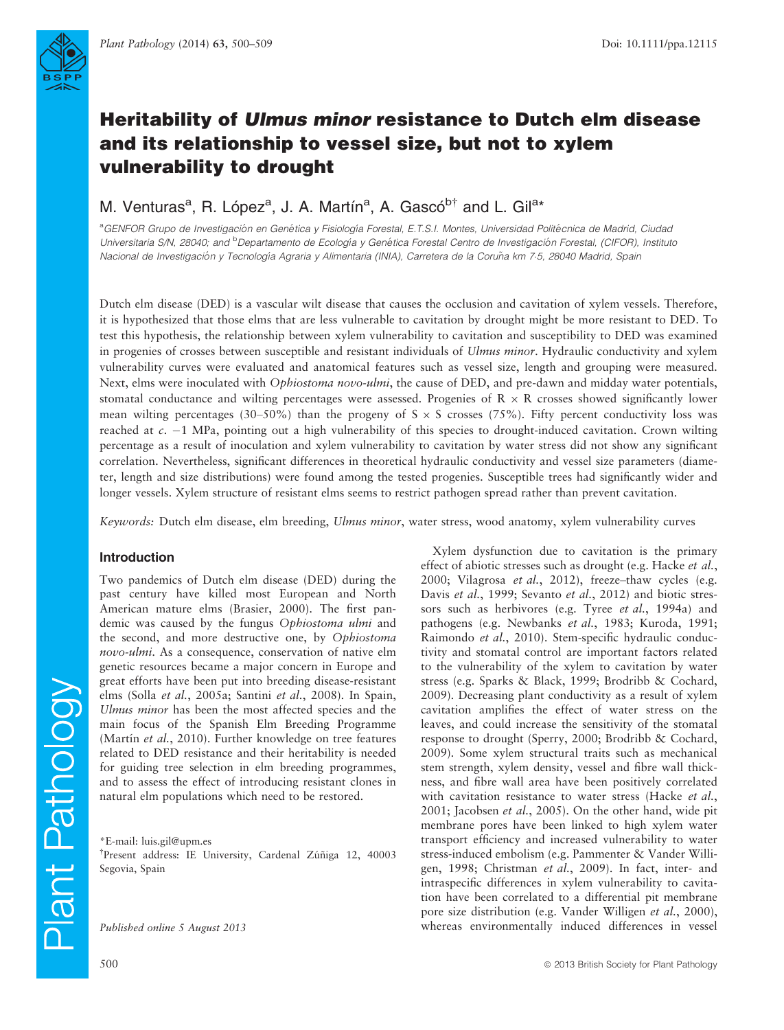# Heritability of *Ulmus minor* resistance to Dutch elm disease and its relationship to vessel size, but not to xylem vulnerability to drought

M. Venturas[a], R. López[a], J. A. Martín[a], A. Gascó[b†] and L. Gil[a*]

[a]GENFOR Grupo de Investigación en Genética y Fisiología Forestal, E.T.S.I. Montes, Universidad Politécnica de Madrid, Ciudad Universitaria S/N, 28040; and [b]Departamento de Ecología y Genética Forestal Centro de Investigación Forestal, (CIFOR), Instituto Nacional de Investigación y Tecnología Agraria y Alimentaria (INIA), Carretera de la Coruña km 7-5, 28040 Madrid, Spain

Dutch elm disease (DED) is a vascular wilt disease that causes the occlusion and cavitation of xylem vessels. Therefore, it is hypothesized that those elms that are less vulnerable to cavitation by drought might be more resistant to DED. To test this hypothesis, the relationship between xylem vulnerability to cavitation and susceptibility to DED was examined in progenies of crosses between susceptible and resistant individuals of *Ulmus minor*. Hydraulic conductivity and xylem vulnerability curves were evaluated and anatomical features such as vessel size, length and grouping were measured. Next, elms were inoculated with *Ophiostoma novo-ulmi*, the cause of DED, and pre-dawn and midday water potentials, stomatal conductance and wilting percentages were assessed. Progenies of R × R crosses showed significantly lower mean wilting percentages (30–50%) than the progeny of S × S crosses (75%). Fifty percent conductivity loss was reached at *c.* −1 MPa, pointing out a high vulnerability of this species to drought-induced cavitation. Crown wilting percentage as a result of inoculation and xylem vulnerability to cavitation by water stress did not show any significant correlation. Nevertheless, significant differences in theoretical hydraulic conductivity and vessel size parameters (diameter, length and size distributions) were found among the tested progenies. Susceptible trees had significantly wider and longer vessels. Xylem structure of resistant elms seems to restrict pathogen spread rather than prevent cavitation.

*Keywords:* Dutch elm disease, elm breeding, *Ulmus minor*, water stress, wood anatomy, xylem vulnerability curves

## Introduction

Two pandemics of Dutch elm disease (DED) during the past century have killed most European and North American mature elms (Brasier, 2000). The first pandemic was caused by the fungus *Ophiostoma ulmi* and the second, and more destructive one, by *Ophiostoma novo-ulmi*. As a consequence, conservation of native elm genetic resources became a major concern in Europe and great efforts have been put into breeding disease-resistant elms (Solla *et al.*, 2005a; Santini *et al.*, 2008). In Spain, *Ulmus minor* has been the most affected species and the main focus of the Spanish Elm Breeding Programme (Martín *et al.*, 2010). Further knowledge on tree features related to DED resistance and their heritability is needed for guiding tree selection in elm breeding programmes, and to assess the effect of introducing resistant clones in natural elm populations which need to be restored.

*E-mail: luis.gil@upm.es

†Present address: IE University, Cardenal Zúñiga 12, 40003 Segovia, Spain

*Published online 5 August 2013*

Xylem dysfunction due to cavitation is the primary effect of abiotic stresses such as drought (e.g. Hacke *et al.*, 2000; Vilagrosa *et al.*, 2012), freeze–thaw cycles (e.g. Davis *et al.*, 1999; Sevanto *et al.*, 2012) and biotic stressors such as herbivores (e.g. Tyree *et al.*, 1994a) and pathogens (e.g. Newbanks *et al.*, 1983; Kuroda, 1991; Raimondo *et al.*, 2010). Stem-specific hydraulic conductivity and stomatal control are important factors related to the vulnerability of the xylem to cavitation by water stress (e.g. Sparks & Black, 1999; Brodribb & Cochard, 2009). Decreasing plant conductivity as a result of xylem cavitation amplifies the effect of water stress on the leaves, and could increase the sensitivity of the stomatal response to drought (Sperry, 2000; Brodribb & Cochard, 2009). Some xylem structural traits such as mechanical stem strength, xylem density, vessel and fibre wall thickness, and fibre wall area have been positively correlated with cavitation resistance to water stress (Hacke *et al.*, 2001; Jacobsen *et al.*, 2005). On the other hand, wide pit membrane pores have been linked to high xylem water transport efficiency and increased vulnerability to water stress-induced embolism (e.g. Pammenter & Vander Willigen, 1998; Christman *et al.*, 2009). In fact, inter- and intraspecific differences in xylem vulnerability to cavitation have been correlated to a differential pit membrane pore size distribution (e.g. Vander Willigen *et al.*, 2000), whereas environmentally induced differences in vessel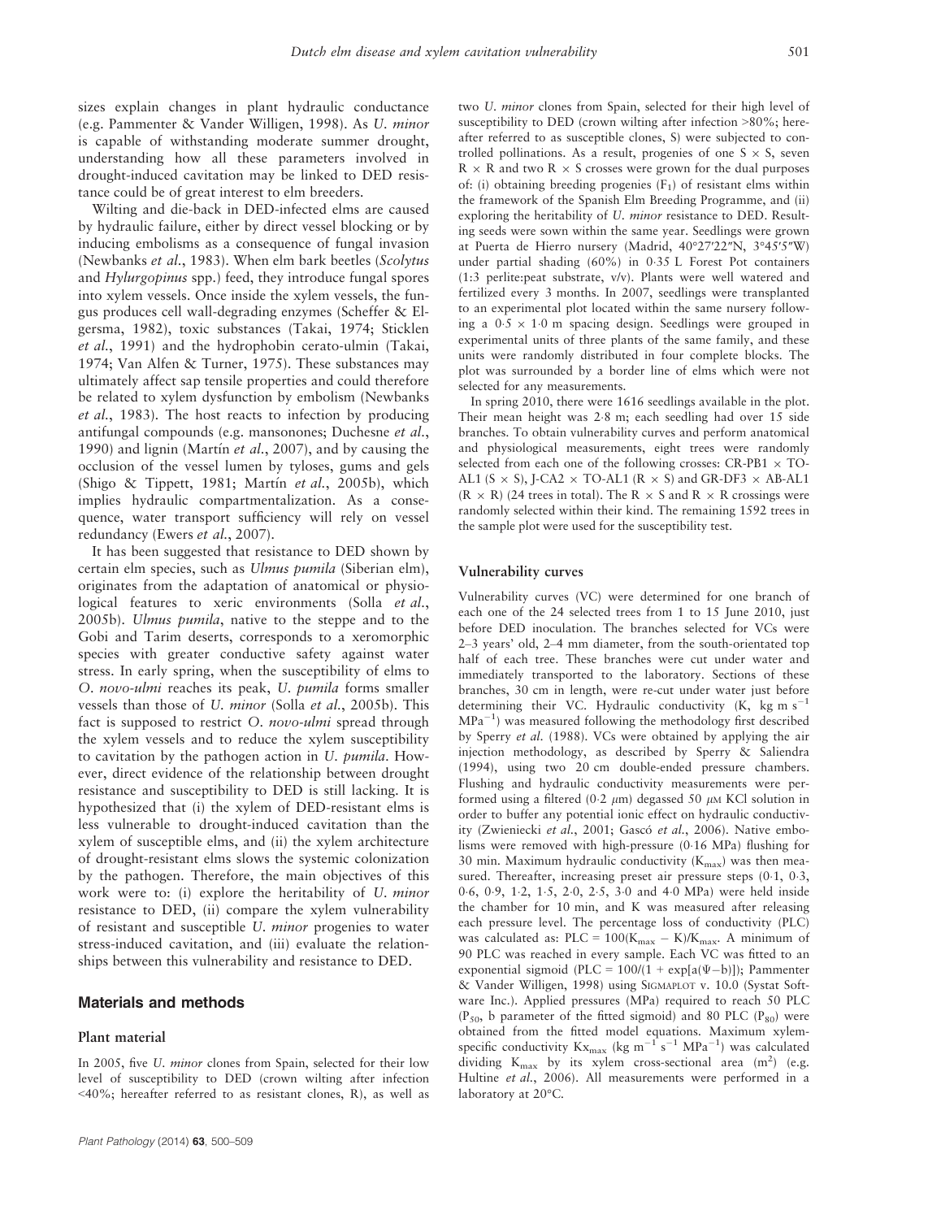sizes explain changes in plant hydraulic conductance (e.g. Pammenter & Vander Willigen, 1998). As *U. minor* is capable of withstanding moderate summer drought, understanding how all these parameters involved in drought-induced cavitation may be linked to DED resistance could be of great interest to elm breeders.

Wilting and die-back in DED-infected elms are caused by hydraulic failure, either by direct vessel blocking or by inducing embolisms as a consequence of fungal invasion (Newbanks *et al.*, 1983). When elm bark beetles (*Scolytus* and *Hylurgopinus* spp.) feed, they introduce fungal spores into xylem vessels. Once inside the xylem vessels, the fungus produces cell wall-degrading enzymes (Scheffer & Elgersma, 1982), toxic substances (Takai, 1974; Sticklen *et al.*, 1991) and the hydrophobin cerato-ulmin (Takai, 1974; Van Alfen & Turner, 1975). These substances may ultimately affect sap tensile properties and could therefore be related to xylem dysfunction by embolism (Newbanks *et al.*, 1983). The host reacts to infection by producing antifungal compounds (e.g. mansonones; Duchesne *et al.*, 1990) and lignin (Martín *et al.*, 2007), and by causing the occlusion of the vessel lumen by tyloses, gums and gels (Shigo & Tippett, 1981; Martín *et al.*, 2005b), which implies hydraulic compartmentalization. As a consequence, water transport sufficiency will rely on vessel redundancy (Ewers *et al.*, 2007).

It has been suggested that resistance to DED shown by certain elm species, such as *Ulmus pumila* (Siberian elm), originates from the adaptation of anatomical or physiological features to xeric environments (Solla *et al.*, 2005b). *Ulmus pumila*, native to the steppe and to the Gobi and Tarim deserts, corresponds to a xeromorphic species with greater conductive safety against water stress. In early spring, when the susceptibility of elms to *O. novo-ulmi* reaches its peak, *U. pumila* forms smaller vessels than those of *U. minor* (Solla *et al.*, 2005b). This fact is supposed to restrict *O. novo-ulmi* spread through the xylem vessels and to reduce the xylem susceptibility to cavitation by the pathogen action in *U. pumila*. However, direct evidence of the relationship between drought resistance and susceptibility to DED is still lacking. It is hypothesized that (i) the xylem of DED-resistant elms is less vulnerable to drought-induced cavitation than the xylem of susceptible elms, and (ii) the xylem architecture of drought-resistant elms slows the systemic colonization by the pathogen. Therefore, the main objectives of this work were to: (i) explore the heritability of *U. minor* resistance to DED, (ii) compare the xylem vulnerability of resistant and susceptible *U. minor* progenies to water stress-induced cavitation, and (iii) evaluate the relationships between this vulnerability and resistance to DED.

## Materials and methods

### Plant material

In 2005, five *U. minor* clones from Spain, selected for their low level of susceptibility to DED (crown wilting after infection <40%; hereafter referred to as resistant clones, R), as well as two *U. minor* clones from Spain, selected for their high level of susceptibility to DED (crown wilting after infection >80%; hereafter referred to as susceptible clones, S) were subjected to controlled pollinations. As a result, progenies of one S × S, seven R × R and two R × S crosses were grown for the dual purposes of: (i) obtaining breeding progenies ($F_1$) of resistant elms within the framework of the Spanish Elm Breeding Programme, and (ii) exploring the heritability of *U. minor* resistance to DED. Resulting seeds were sown within the same year. Seedlings were grown at Puerta de Hierro nursery (Madrid, 40°27′22″N, 3°45′5″W) under partial shading (60%) in 0·35 L Forest Pot containers (1:3 perlite:peat substrate, v/v). Plants were well watered and fertilized every 3 months. In 2007, seedlings were transplanted to an experimental plot located within the same nursery following a 0·5 × 1·0 m spacing design. Seedlings were grouped in experimental units of three plants of the same family, and these units were randomly distributed in four complete blocks. The plot was surrounded by a border line of elms which were not selected for any measurements.

In spring 2010, there were 1616 seedlings available in the plot. Their mean height was 2·8 m; each seedling had over 15 side branches. To obtain vulnerability curves and perform anatomical and physiological measurements, eight trees were randomly selected from each one of the following crosses: CR-PB1 × TO-AL1 (S × S), J-CA2 × TO-AL1 (R × S) and GR-DF3 × AB-AL1 (R × R) (24 trees in total). The R × S and R × R crossings were randomly selected within their kind. The remaining 1592 trees in the sample plot were used for the susceptibility test.

### Vulnerability curves

Vulnerability curves (VC) were determined for one branch of each one of the 24 selected trees from 1 to 15 June 2010, just before DED inoculation. The branches selected for VCs were 2–3 years' old, 2–4 mm diameter, from the south-orientated top half of each tree. These branches were cut under water and immediately transported to the laboratory. Sections of these branches, 30 cm in length, were re-cut under water just before determining their VC. Hydraulic conductivity (K, kg m $s^{-1}$ $MPa^{-1}$) was measured following the methodology first described by Sperry *et al.* (1988). VCs were obtained by applying the air injection methodology, as described by Sperry & Saliendra (1994), using two 20 cm double-ended pressure chambers. Flushing and hydraulic conductivity measurements were performed using a filtered (0·2 μm) degassed 50 μM KCl solution in order to buffer any potential ionic effect on hydraulic conductivity (Zwieniecki *et al.*, 2001; Gascó *et al.*, 2006). Native embolisms were removed with high-pressure (0·16 MPa) flushing for 30 min. Maximum hydraulic conductivity ($K_{max}$) was then measured. Thereafter, increasing preset air pressure steps (0·1, 0·3, 0·6, 0·9, 1·2, 1·5, 2·0, 2·5, 3·0 and 4·0 MPa) were held inside the chamber for 10 min, and K was measured after releasing each pressure level. The percentage loss of conductivity (PLC) was calculated as: $PLC = 100(K_{max} - K)/K_{max}$. A minimum of 90 PLC was reached in every sample. Each VC was fitted to an exponential sigmoid ($PLC = 100/(1 + \exp[a(\Psi - b)])$; Pammenter & Vander Willigen, 1998) using SIGMAPLOT v. 10.0 (Systat Software Inc.). Applied pressures (MPa) required to reach 50 PLC ($P_{50}$, b parameter of the fitted sigmoid) and 80 PLC ($P_{80}$) were obtained from the fitted model equations. Maximum xylem-specific conductivity $Kx_{max}$ (kg $m^{-1}$ $s^{-1}$ $MPa^{-1}$) was calculated dividing $K_{max}$ by its xylem cross-sectional area ($m^2$) (e.g. Hultine *et al.*, 2006). All measurements were performed in a laboratory at 20°C.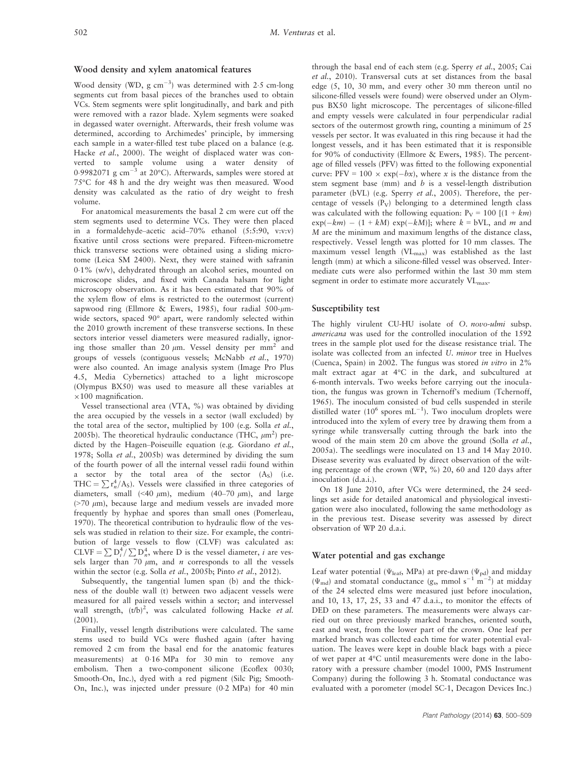### Wood density and xylem anatomical features

Wood density (WD, g cm$^{-3}$) was determined with 2·5 cm-long segments cut from basal pieces of the branches used to obtain VCs. Stem segments were split longitudinally, and bark and pith were removed with a razor blade. Xylem segments were soaked in degassed water overnight. Afterwards, their fresh volume was determined, according to Archimedes' principle, by immersing each sample in a water-filled test tube placed on a balance (e.g. Hacke *et al.*, 2000). The weight of displaced water was converted to sample volume using a water density of 0·9982071 g cm$^{-3}$ at 20°C). Afterwards, samples were stored at 75°C for 48 h and the dry weight was then measured. Wood density was calculated as the ratio of dry weight to fresh volume.

For anatomical measurements the basal 2 cm were cut off the stem segments used to determine VCs. They were then placed in a formaldehyde–acetic acid–70% ethanol (5:5:90, v:v:v) fixative until cross sections were prepared. Fifteen-micrometre thick transverse sections were obtained using a sliding microtome (Leica SM 2400). Next, they were stained with safranin 0·1% (w/v), dehydrated through an alcohol series, mounted on microscope slides, and fixed with Canada balsam for light microscopy observation. As it has been estimated that 90% of the xylem flow of elms is restricted to the outermost (current) sapwood ring (Ellmore & Ewers, 1985), four radial 500-$\mu$m-wide sectors, spaced 90° apart, were randomly selected within the 2010 growth increment of these transverse sections. In these sectors interior vessel diameters were measured radially, ignoring those smaller than 20 $\mu$m. Vessel density per mm$^2$ and groups of vessels (contiguous vessels; McNabb *et al.*, 1970) were also counted. An image analysis system (Image Pro Plus 4.5, Media Cybernetics) attached to a light microscope (Olympus BX50) was used to measure all these variables at ×100 magnification.

Vessel transectional area (VTA, %) was obtained by dividing the area occupied by the vessels in a sector (wall excluded) by the total area of the sector, multiplied by 100 (e.g. Solla *et al.*, 2005b). The theoretical hydraulic conductance (THC, $\mu$m$^2$) predicted by the Hagen–Poiseuille equation (e.g. Giordano *et al.*, 1978; Solla *et al.*, 2005b) was determined by dividing the sum of the fourth power of all the internal vessel radii found within a sector by the total area of the sector ($A_S$) (i.e. $\mathrm{THC} = \sum r_n^4/A_S$). Vessels were classified in three categories of diameters, small (<40 $\mu$m), medium (40–70 $\mu$m), and large (>70 $\mu$m), because large and medium vessels are invaded more frequently by hyphae and spores than small ones (Pomerleau, 1970). The theoretical contribution to hydraulic flow of the vessels was studied in relation to their size. For example, the contribution of large vessels to flow (CLVF) was calculated as: $\mathrm{CLVF} = \sum D_i^4/\sum D_n^4$, where D is the vessel diameter, *i* are vessels larger than 70 $\mu$m, and *n* corresponds to all the vessels within the sector (e.g. Solla *et al.*, 2005b; Pinto *et al.*, 2012).

Subsequently, the tangential lumen span (b) and the thickness of the double wall (t) between two adjacent vessels were measured for all paired vessels within a sector; and intervessel wall strength, $(t/b)^2$, was calculated following Hacke *et al.* (2001).

Finally, vessel length distributions were calculated. The same stems used to build VCs were flushed again (after having removed 2 cm from the basal end for the anatomic features measurements) at 0·16 MPa for 30 min to remove any embolism. Then a two-component silicone (Ecoflex 0030; Smooth-On, Inc.), dyed with a red pigment (Silc Pig; Smooth-On, Inc.), was injected under pressure (0·2 MPa) for 40 min through the basal end of each stem (e.g. Sperry *et al.*, 2005; Cai *et al.*, 2010). Transversal cuts at set distances from the basal edge (5, 10, 30 mm, and every other 30 mm thereon until no silicone-filled vessels were found) were observed under an Olympus BX50 light microscope. The percentages of silicone-filled and empty vessels were calculated in four perpendicular radial sectors of the outermost growth ring, counting a minimum of 25 vessels per sector. It was evaluated in this ring because it had the longest vessels, and it has been estimated that it is responsible for 90% of conductivity (Ellmore & Ewers, 1985). The percentage of filled vessels (PFV) was fitted to the following exponential curve: $\mathrm{PFV} = 100 \times \exp(-bx)$, where *x* is the distance from the stem segment base (mm) and *b* is a vessel-length distribution parameter (bVL) (e.g. Sperry *et al.*, 2005). Therefore, the percentage of vessels ($P_V$) belonging to a determined length class was calculated with the following equation: $P_V = 100\ [(1 + km)\exp(-km) - (1 + kM)\exp(-kM)]$; where $k$ = bVL, and *m* and *M* are the minimum and maximum lengths of the distance class, respectively. Vessel length was plotted for 10 mm classes. The maximum vessel length ($VL_{max}$) was established as the last length (mm) at which a silicone-filled vessel was observed. Intermediate cuts were also performed within the last 30 mm stem segment in order to estimate more accurately $VL_{max}$.

### Susceptibility test

The highly virulent CU-HU isolate of *O. novo-ulmi* subsp. *americana* was used for the controlled inoculation of the 1592 trees in the sample plot used for the disease resistance trial. The isolate was collected from an infected *U. minor* tree in Huelves (Cuenca, Spain) in 2002. The fungus was stored *in vitro* in 2% malt extract agar at 4°C in the dark, and subcultured at 6-month intervals. Two weeks before carrying out the inoculation, the fungus was grown in Tchernoff's medium (Tchernoff, 1965). The inoculum consisted of bud cells suspended in sterile distilled water (10$^6$ spores mL$^{-1}$). Two inoculum droplets were introduced into the xylem of every tree by drawing them from a syringe while transversally cutting through the bark into the wood of the main stem 20 cm above the ground (Solla *et al.*, 2005a). The seedlings were inoculated on 13 and 14 May 2010. Disease severity was evaluated by direct observation of the wilting percentage of the crown (WP, %) 20, 60 and 120 days after inoculation (d.a.i.).

On 18 June 2010, after VCs were determined, the 24 seedlings set aside for detailed anatomical and physiological investigation were also inoculated, following the same methodology as in the previous test. Disease severity was assessed by direct observation of WP 20 d.a.i.

### Water potential and gas exchange

Leaf water potential ($\Psi_{leaf}$, MPa) at pre-dawn ($\Psi_{pd}$) and midday ($\Psi_{md}$) and stomatal conductance ($g_s$, mmol s$^{-1}$ m$^{-2}$) at midday of the 24 selected elms were measured just before inoculation, and 10, 13, 17, 25, 33 and 47 d.a.i., to monitor the effects of DED on these parameters. The measurements were always carried out on three previously marked branches, oriented south, east and west, from the lower part of the crown. One leaf per marked branch was collected each time for water potential evaluation. The leaves were kept in double black bags with a piece of wet paper at 4°C until measurements were done in the laboratory with a pressure chamber (model 1000, PMS Instrument Company) during the following 3 h. Stomatal conductance was evaluated with a porometer (model SC-1, Decagon Devices Inc.)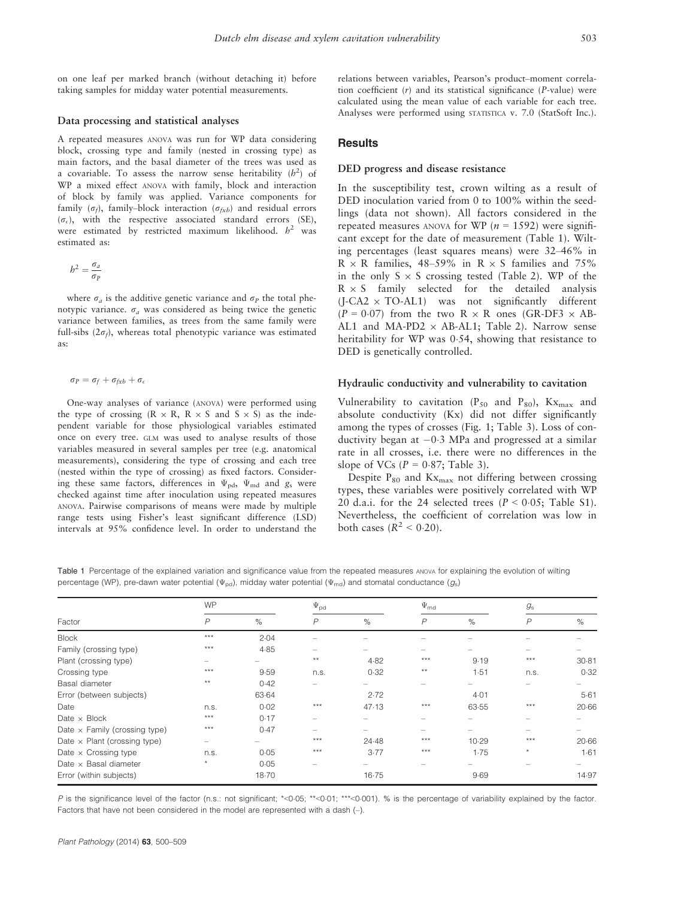on one leaf per marked branch (without detaching it) before taking samples for midday water potential measurements.

### Data processing and statistical analyses

A repeated measures ANOVA was run for WP data considering block, crossing type and family (nested in crossing type) as main factors, and the basal diameter of the trees was used as a covariable. To assess the narrow sense heritability ($h^2$) of WP a mixed effect ANOVA with family, block and interaction of block by family was applied. Variance components for family ($\sigma_f$), family–block interaction ($\sigma_{fxb}$) and residual errors ($\sigma_\epsilon$), with the respective associated standard errors (SE), were estimated by restricted maximum likelihood. $h^2$ was estimated as:

$$h^2 = \frac{\sigma_a}{\sigma_P}$$

where $\sigma_a$ is the additive genetic variance and $\sigma_P$ the total phenotypic variance. $\sigma_a$ was considered as being twice the genetic variance between families, as trees from the same family were full-sibs ($2\sigma_f$), whereas total phenotypic variance was estimated as:

$$\sigma_P = \sigma_f + \sigma_{fxb} + \sigma_\epsilon$$

One-way analyses of variance (ANOVA) were performed using the type of crossing (R × R, R × S and S × S) as the independent variable for those physiological variables estimated once on every tree. GLM was used to analyse results of those variables measured in several samples per tree (e.g. anatomical measurements), considering the type of crossing and each tree (nested within the type of crossing) as fixed factors. Considering these same factors, differences in $\Psi_{pd}$, $\Psi_{md}$ and $g_s$ were checked against time after inoculation using repeated measures ANOVA. Pairwise comparisons of means were made by multiple range tests using Fisher's least significant difference (LSD) intervals at 95% confidence level. In order to understand the relations between variables, Pearson's product–moment correlation coefficient ($r$) and its statistical significance ($P$-value) were calculated using the mean value of each variable for each tree. Analyses were performed using STATISTICA v. 7.0 (StatSoft Inc.).

## Results

### DED progress and disease resistance

In the susceptibility test, crown wilting as a result of DED inoculation varied from 0 to 100% within the seedlings (data not shown). All factors considered in the repeated measures ANOVA for WP ($n = 1592$) were significant except for the date of measurement (Table 1). Wilting percentages (least squares means) were 32–46% in R × R families, 48–59% in R × S families and 75% in the only S × S crossing tested (Table 2). WP of the R × S family selected for the detailed analysis (J-CA2 × TO-AL1) was not significantly different ($P = 0{\cdot}07$) from the two R × R ones (GR-DF3 × AB-AL1 and MA-PD2 × AB-AL1; Table 2). Narrow sense heritability for WP was 0·54, showing that resistance to DED is genetically controlled.

### Hydraulic conductivity and vulnerability to cavitation

Vulnerability to cavitation ($P_{50}$ and $P_{80}$), $Kx_{max}$ and absolute conductivity (Kx) did not differ significantly among the types of crosses (Fig. 1; Table 3). Loss of conductivity began at −0·3 MPa and progressed at a similar rate in all crosses, i.e. there were no differences in the slope of VCs ($P = 0{\cdot}87$; Table 3).

Despite $P_{80}$ and $Kx_{max}$ not differing between crossing types, these variables were positively correlated with WP 20 d.a.i. for the 24 selected trees ($P < 0{\cdot}05$; Table S1). Nevertheless, the coefficient of correlation was low in both cases ($R^2 < 0{\cdot}20$).

Table 1 Percentage of the explained variation and significance value from the repeated measures ANOVA for explaining the evolution of wilting percentage (WP), pre-dawn water potential ($\Psi_{pd}$), midday water potential ($\Psi_{md}$) and stomatal conductance ($g_s$)

| Factor | WP | | $\Psi_{pd}$ | | $\Psi_{md}$ | | $g_s$ | |
|---|---|---|---|---|---|---|---|---|
| | $P$ | % | $P$ | % | $P$ | % | $P$ | % |
| Block | *** | 2·04 | – | – | – | – | – | – |
| Family (crossing type) | *** | 4·85 | – | – | – | – | – | – |
| Plant (crossing type) | – | – | ** | 4·82 | *** | 9·19 | *** | 30·81 |
| Crossing type | *** | 9·59 | n.s. | 0·32 | ** | 1·51 | n.s. | 0·32 |
| Basal diameter | ** | 0·42 | – | – | – | – | – | – |
| Error (between subjects) | | 63·64 | | 2·72 | | 4·01 | | 5·61 |
| Date | n.s. | 0·02 | *** | 47·13 | *** | 63·55 | *** | 20·66 |
| Date × Block | *** | 0·17 | – | – | – | – | – | – |
| Date × Family (crossing type) | *** | 0·47 | – | – | – | – | – | – |
| Date × Plant (crossing type) | – | – | *** | 24·48 | *** | 10·29 | *** | 20·66 |
| Date × Crossing type | n.s. | 0·05 | *** | 3·77 | *** | 1·75 | * | 1·61 |
| Date × Basal diameter | * | 0·05 | – | – | – | – | – | – |
| Error (within subjects) | | 18·70 | | 16·75 | | 9·69 | | 14·97 |

$P$ is the significance level of the factor (n.s.: not significant; *<0·05; **<0·01; ***<0·001). % is the percentage of variability explained by the factor. Factors that have not been considered in the model are represented with a dash (–).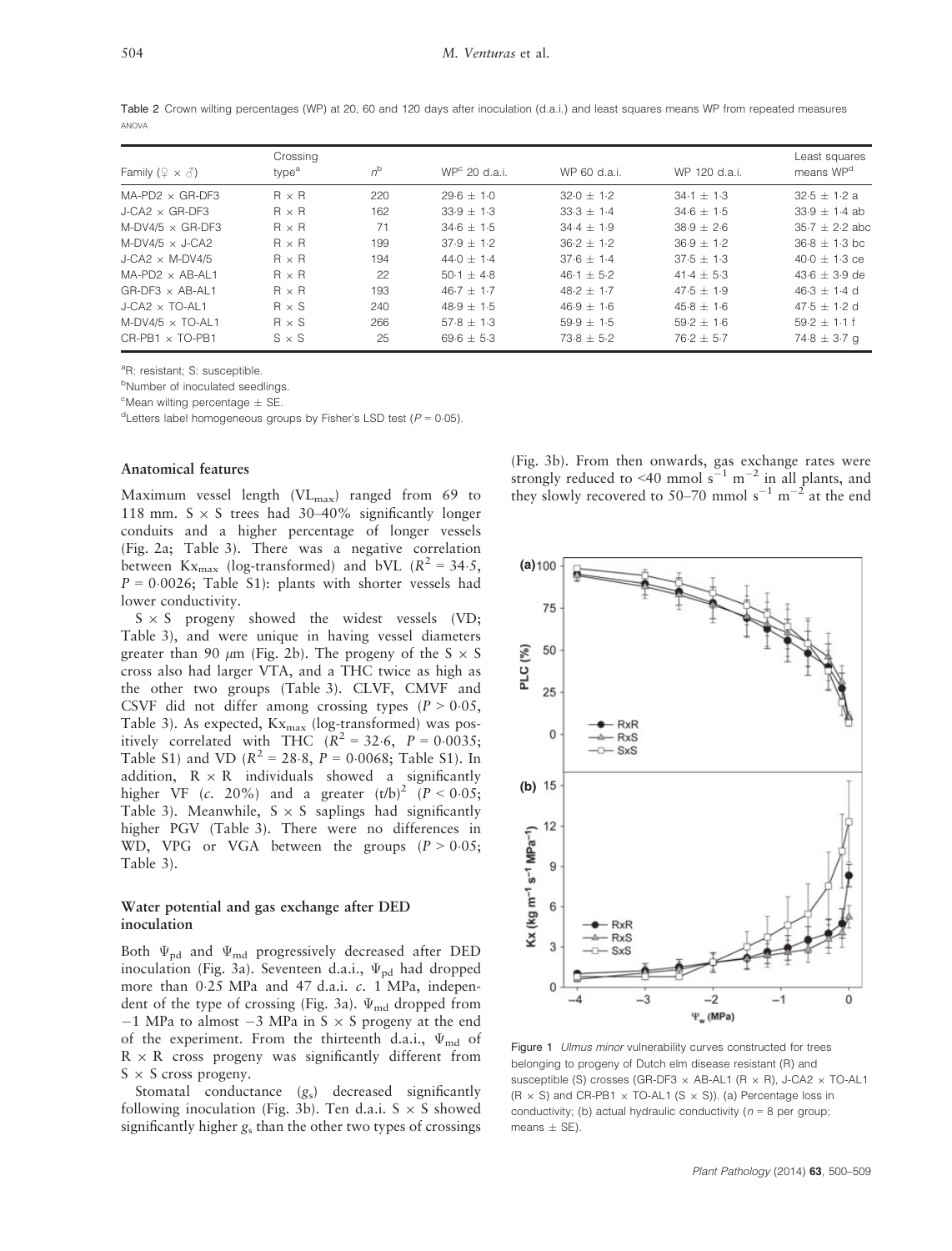Table 2 Crown wilting percentages (WP) at 20, 60 and 120 days after inoculation (d.a.i.) and least squares means WP from repeated measures ANOVA

| Family (♀ × ♂) | Crossing type[a] | $n$[b] | WP[c] 20 d.a.i. | WP 60 d.a.i. | WP 120 d.a.i. | Least squares means WP[d] |
|---|---|---|---|---|---|---|
| MA-PD2 × GR-DF3 | R × R | 220 | 29·6 ± 1·0 | 32·0 ± 1·2 | 34·1 ± 1·3 | 32·5 ± 1·2 a |
| J-CA2 × GR-DF3 | R × R | 162 | 33·9 ± 1·3 | 33·3 ± 1·4 | 34·6 ± 1·5 | 33·9 ± 1·4 ab |
| M-DV4/5 × GR-DF3 | R × R | 71 | 34·6 ± 1·5 | 34·4 ± 1·9 | 38·9 ± 2·6 | 35·7 ± 2·2 abc |
| M-DV4/5 × J-CA2 | R × R | 199 | 37·9 ± 1·2 | 36·2 ± 1·2 | 36·9 ± 1·2 | 36·8 ± 1·3 bc |
| J-CA2 × M-DV4/5 | R × R | 194 | 44·0 ± 1·4 | 37·6 ± 1·4 | 37·5 ± 1·3 | 40·0 ± 1·3 ce |
| MA-PD2 × AB-AL1 | R × R | 22 | 50·1 ± 4·8 | 46·1 ± 5·2 | 41·4 ± 5·3 | 43·6 ± 3·9 de |
| GR-DF3 × AB-AL1 | R × R | 193 | 46·7 ± 1·7 | 48·2 ± 1·7 | 47·5 ± 1·9 | 46·3 ± 1·4 d |
| J-CA2 × TO-AL1 | R × S | 240 | 48·9 ± 1·5 | 46·9 ± 1·6 | 45·8 ± 1·6 | 47·5 ± 1·2 d |
| M-DV4/5 × TO-AL1 | R × S | 266 | 57·8 ± 1·3 | 59·9 ± 1·5 | 59·2 ± 1·6 | 59·2 ± 1·1 f |
| CR-PB1 × TO-PB1 | S × S | 25 | 69·6 ± 5·3 | 73·8 ± 5·2 | 76·2 ± 5·7 | 74·8 ± 3·7 g |

[a]R: resistant; S: susceptible.
[b]Number of inoculated seedlings.
[c]Mean wilting percentage ± SE.
[d]Letters label homogeneous groups by Fisher's LSD test ($P = 0·05$).

### Anatomical features

Maximum vessel length ($VL_{max}$) ranged from 69 to 118 mm. S × S trees had 30–40% significantly longer conduits and a higher percentage of longer vessels (Fig. 2a; Table 3). There was a negative correlation between $Kx_{max}$ (log-transformed) and bVL ($R^2 = 34·5$, $P = 0·0026$; Table S1): plants with shorter vessels had lower conductivity.

S × S progeny showed the widest vessels (VD; Table 3), and were unique in having vessel diameters greater than 90 μm (Fig. 2b). The progeny of the S × S cross also had larger VTA, and a THC twice as high as the other two groups (Table 3). CLVF, CMVF and CSVF did not differ among crossing types ($P > 0·05$, Table 3). As expected, $Kx_{max}$ (log-transformed) was positively correlated with THC ($R^2 = 32·6$, $P = 0·0035$; Table S1) and VD ($R^2 = 28·8$, $P = 0·0068$; Table S1). In addition, R × R individuals showed a significantly higher VF (c. 20%) and a greater $(t/b)^2$ ($P < 0·05$; Table 3). Meanwhile, S × S saplings had significantly higher PGV (Table 3). There were no differences in WD, VPG or VGA between the groups ($P > 0·05$; Table 3).

### Water potential and gas exchange after DED inoculation

Both $\Psi_{pd}$ and $\Psi_{md}$ progressively decreased after DED inoculation (Fig. 3a). Seventeen d.a.i., $\Psi_{pd}$ had dropped more than 0·25 MPa and 47 d.a.i. c. 1 MPa, independent of the type of crossing (Fig. 3a). $\Psi_{md}$ dropped from −1 MPa to almost −3 MPa in S × S progeny at the end of the experiment. From the thirteenth d.a.i., $\Psi_{md}$ of R × R cross progeny was significantly different from S × S cross progeny.

Stomatal conductance ($g_s$) decreased significantly following inoculation (Fig. 3b). Ten d.a.i. S × S showed significantly higher $g_s$ than the other two types of crossings (Fig. 3b). From then onwards, gas exchange rates were strongly reduced to <40 mmol s$^{-1}$ m$^{-2}$ in all plants, and they slowly recovered to 50–70 mmol s$^{-1}$ m$^{-2}$ at the end

Figure 1 *Ulmus minor* vulnerability curves constructed for trees belonging to progeny of Dutch elm disease resistant (R) and susceptible (S) crosses (GR-DF3 × AB-AL1 (R × R), J-CA2 × TO-AL1 (R × S) and CR-PB1 × TO-AL1 (S × S)). (a) Percentage loss in conductivity; (b) actual hydraulic conductivity ($n = 8$ per group; means ± SE).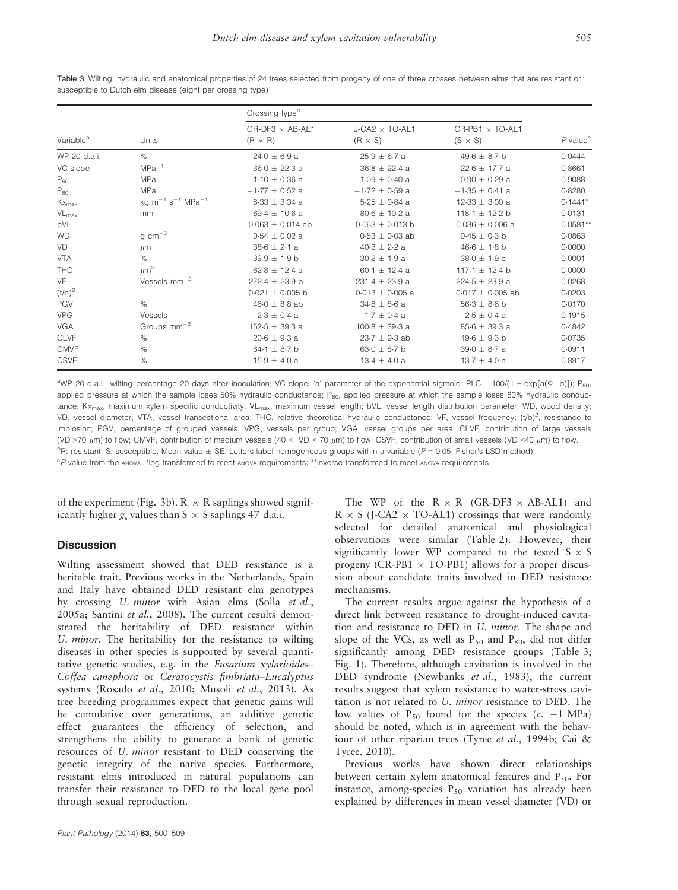Table 3 Wilting, hydraulic and anatomical properties of 24 trees selected from progeny of one of three crosses between elms that are resistant or susceptible to Dutch elm disease (eight per crossing type)

| Variable[a] | Units | Crossing type[b] GR-DF3 × AB-AL1 (R × R) | J-CA2 × TO-AL1 (R × S) | CR-PB1 × TO-AL1 (S × S) | P-value[c] |
|---|---|---|---|---|---|
| WP 20 d.a.i. | % | 24·0 ± 6·9 a | 25·9 ± 6·7 a | 49·6 ± 8·7 b | 0·0444 |
| VC slope | $MPa^{-1}$ | 36·0 ± 22·3 a | 36·8 ± 22·4 a | 22·6 ± 17·7 a | 0·8661 |
| $P_{50}$ | MPa | −1·10 ± 0·36 a | −1·09 ± 0·40 a | −0·90 ± 0·29 a | 0·9088 |
| $P_{80}$ | MPa | −1·77 ± 0·52 a | −1·72 ± 0·59 a | −1·35 ± 0·41 a | 0·8280 |
| $Kx_{max}$ | kg $m^{-1}$ $s^{-1}$ $MPa^{-1}$ | 8·33 ± 3·34 a | 5·25 ± 0·84 a | 12·33 ± 3·00 a | 0·1441* |
| $VL_{max}$ | mm | 69·4 ± 10·6 a | 80·6 ± 10·2 a | 118·1 ± 12·2 b | 0·0131 |
| bVL | | 0·063 ± 0·014 ab | 0·063 ± 0·013 b | 0·036 ± 0·006 a | 0·0581** |
| WD | g $cm^{-3}$ | 0·54 ± 0·02 a | 0·53 ± 0·03 ab | 0·45 ± 0·3 b | 0·0863 |
| VD | μm | 38·6 ± 2·1 a | 40·3 ± 2·2 a | 46·6 ± 1·8 b | 0·0000 |
| VTA | % | 33·9 ± 1·9 b | 30·2 ± 1·9 a | 38·0 ± 1·9 c | 0·0001 |
| THC | $\mu m^2$ | 62·8 ± 12·4 a | 60·1 ± 12·4 a | 117·1 ± 12·4 b | 0·0000 |
| VF | Vessels $mm^{-2}$ | 272·4 ± 23·9 b | 231·4 ± 23·9 a | 224·5 ± 23·9 a | 0·0268 |
| $(t/b)^2$ | | 0·021 ± 0·005 b | 0·013 ± 0·005 a | 0·017 ± 0·005 ab | 0·0203 |
| PGV | % | 46·0 ± 8·8 ab | 34·8 ± 8·6 a | 56·3 ± 8·6 b | 0·0170 |
| VPG | Vessels | 2·3 ± 0·4 a | 1·7 ± 0·4 a | 2·5 ± 0·4 a | 0·1915 |
| VGA | Groups $mm^{-2}$ | 152·5 ± 39·3 a | 100·8 ± 39·3 a | 85·6 ± 39·3 a | 0·4842 |
| CLVF | % | 20·6 ± 9·3 a | 23·7 ± 9·3 ab | 49·6 ± 9·3 b | 0·0735 |
| CMVF | % | 64·1 ± 8·7 b | 63·0 ± 8·7 b | 39·0 ± 8·7 a | 0·0911 |
| CSVF | % | 15·9 ± 4·0 a | 13·4 ± 4·0 a | 13·7 ± 4·0 a | 0·8917 |

[a]WP 20 d.a.i., wilting percentage 20 days after inoculation; VC slope, 'a' parameter of the exponential sigmoid: PLC = 100/(1 + exp[a(Ψ−b)]); $P_{50}$, applied pressure at which the sample loses 50% hydraulic conductance; $P_{80}$, applied pressure at which the sample loses 80% hydraulic conductance; $Kx_{max}$, maximum xylem specific conductivity; $VL_{max}$, maximum vessel length; bVL, vessel length distribution parameter; WD, wood density; VD, vessel diameter; VTA, vessel transectional area; THC, relative theoretical hydraulic conductance; VF, vessel frequency; $(t/b)^2$, resistance to implosion; PGV, percentage of grouped vessels; VPG, vessels per group; VGA, vessel groups per area; CLVF, contribution of large vessels (VD >70 μm) to flow; CMVF, contribution of medium vessels (40 < VD < 70 μm) to flow; CSVF, contribution of small vessels (VD <40 μm) to flow.
[b]R: resistant, S: susceptible. Mean value ± SE. Letters label homogeneous groups within a variable ($P = 0·05$, Fisher's LSD method).
[c]P-value from the ANOVA. *log-transformed to meet ANOVA requirements; **inverse-transformed to meet ANOVA requirements.

of the experiment (Fig. 3b). R × R saplings showed significantly higher $g_s$ values than S × S saplings 47 d.a.i.

## Discussion

Wilting assessment showed that DED resistance is a heritable trait. Previous works in the Netherlands, Spain and Italy have obtained DED resistant elm genotypes by crossing *U. minor* with Asian elms (Solla *et al.*, 2005a; Santini *et al.*, 2008). The current results demonstrated the heritability of DED resistance within *U. minor*. The heritability for the resistance to wilting diseases in other species is supported by several quantitative genetic studies, e.g. in the *Fusarium xylarioides*–*Coffea canephora* or *Ceratocystis fimbriata*–*Eucalyptus* systems (Rosado *et al.*, 2010; Musoli *et al.*, 2013). As tree breeding programmes expect that genetic gains will be cumulative over generations, an additive genetic effect guarantees the efficiency of selection, and strengthens the ability to generate a bank of genetic resources of *U. minor* resistant to DED conserving the genetic integrity of the native species. Furthermore, resistant elms introduced in natural populations can transfer their resistance to DED to the local gene pool through sexual reproduction.

The WP of the R × R (GR-DF3 × AB-AL1) and R × S (J-CA2 × TO-AL1) crossings that were randomly selected for detailed anatomical and physiological observations were similar (Table 2). However, their significantly lower WP compared to the tested S × S progeny (CR-PB1 × TO-PB1) allows for a proper discussion about candidate traits involved in DED resistance mechanisms.

The current results argue against the hypothesis of a direct link between resistance to drought-induced cavitation and resistance to DED in *U. minor*. The shape and slope of the VCs, as well as $P_{50}$ and $P_{80}$, did not differ significantly among DED resistance groups (Table 3; Fig. 1). Therefore, although cavitation is involved in the DED syndrome (Newbanks *et al.*, 1983), the current results suggest that xylem resistance to water-stress cavitation is not related to *U. minor* resistance to DED. The low values of $P_{50}$ found for the species (*c.* −1 MPa) should be noted, which is in agreement with the behaviour of other riparian trees (Tyree *et al.*, 1994b; Cai & Tyree, 2010).

Previous works have shown direct relationships between certain xylem anatomical features and $P_{50}$. For instance, among-species $P_{50}$ variation has already been explained by differences in mean vessel diameter (VD) or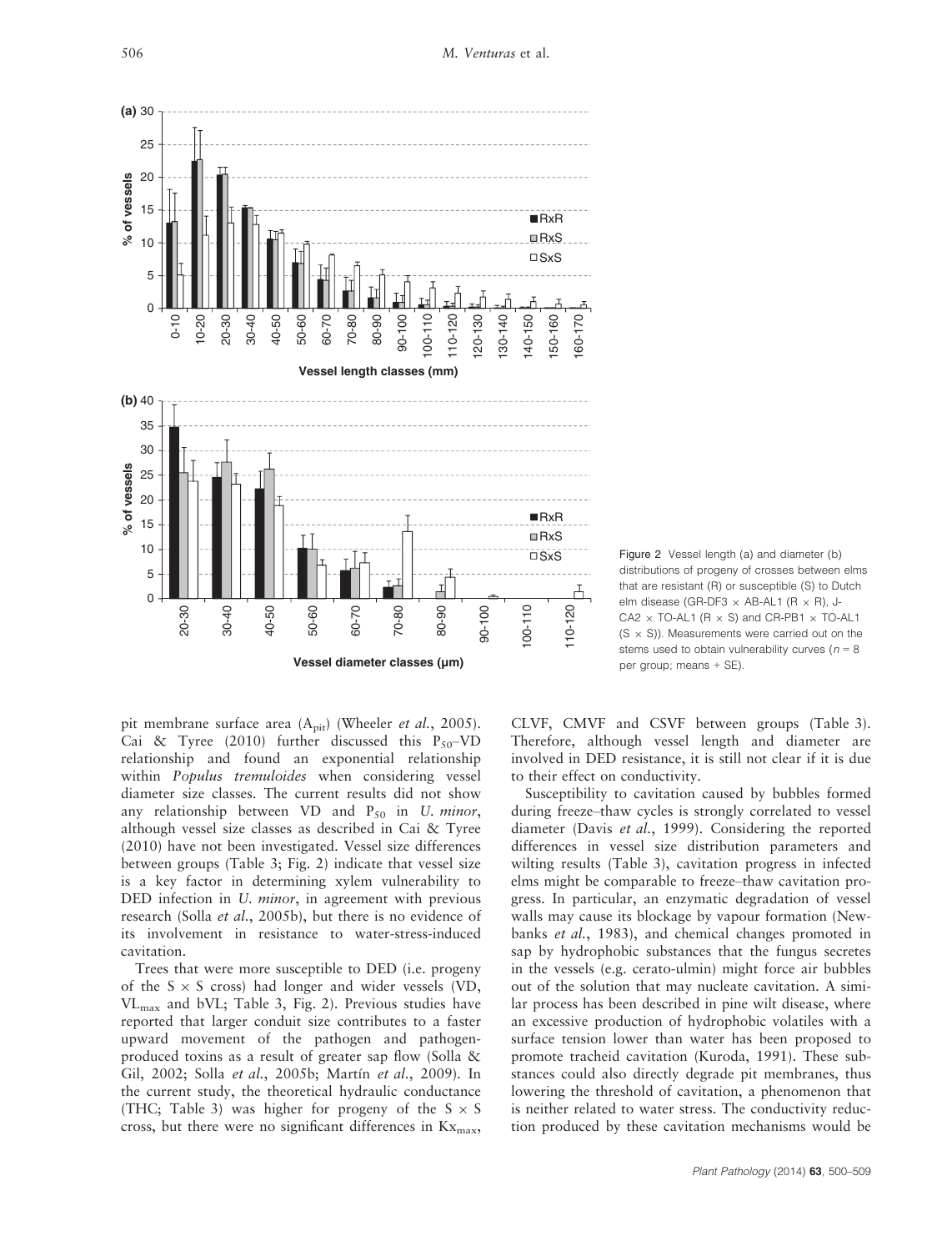Figure 2 Vessel length (a) and diameter (b) distributions of progeny of crosses between elms that are resistant (R) or susceptible (S) to Dutch elm disease (GR-DF3 × AB-AL1 (R × R), J-CA2 × TO-AL1 (R × S) and CR-PB1 × TO-AL1 (S × S)). Measurements were carried out on the stems used to obtain vulnerability curves ($n = 8$ per group; means + SE).

pit membrane surface area ($A_{pit}$) (Wheeler *et al.*, 2005). Cai & Tyree (2010) further discussed this $P_{50}$–VD relationship and found an exponential relationship within *Populus tremuloides* when considering vessel diameter size classes. The current results did not show any relationship between VD and $P_{50}$ in *U. minor*, although vessel size classes as described in Cai & Tyree (2010) have not been investigated. Vessel size differences between groups (Table 3; Fig. 2) indicate that vessel size is a key factor in determining xylem vulnerability to DED infection in *U. minor*, in agreement with previous research (Solla *et al.*, 2005b), but there is no evidence of its involvement in resistance to water-stress-induced cavitation.

Trees that were more susceptible to DED (i.e. progeny of the S × S cross) had longer and wider vessels (VD, $VL_{max}$ and bVL; Table 3, Fig. 2). Previous studies have reported that larger conduit size contributes to a faster upward movement of the pathogen and pathogen-produced toxins as a result of greater sap flow (Solla & Gil, 2002; Solla *et al.*, 2005b; Martín *et al.*, 2009). In the current study, the theoretical hydraulic conductance (THC; Table 3) was higher for progeny of the S × S cross, but there were no significant differences in $Kx_{max}$, CLVF, CMVF and CSVF between groups (Table 3). Therefore, although vessel length and diameter are involved in DED resistance, it is still not clear if it is due to their effect on conductivity.

Susceptibility to cavitation caused by bubbles formed during freeze–thaw cycles is strongly correlated to vessel diameter (Davis *et al.*, 1999). Considering the reported differences in vessel size distribution parameters and wilting results (Table 3), cavitation progress in infected elms might be comparable to freeze–thaw cavitation progress. In particular, an enzymatic degradation of vessel walls may cause its blockage by vapour formation (Newbanks *et al.*, 1983), and chemical changes promoted in sap by hydrophobic substances that the fungus secretes in the vessels (e.g. cerato-ulmin) might force air bubbles out of the solution that may nucleate cavitation. A similar process has been described in pine wilt disease, where an excessive production of hydrophobic volatiles with a surface tension lower than water has been proposed to promote tracheid cavitation (Kuroda, 1991). These substances could also directly degrade pit membranes, thus lowering the threshold of cavitation, a phenomenon that is neither related to water stress. The conductivity reduction produced by these cavitation mechanisms would be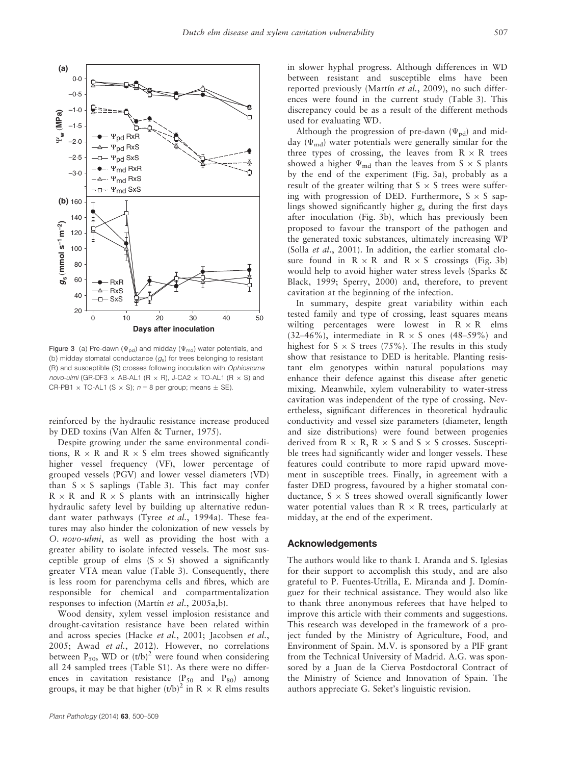Figure 3 (a) Pre-dawn ($\Psi_{pd}$) and midday ($\Psi_{md}$) water potentials, and (b) midday stomatal conductance ($g_s$) for trees belonging to resistant (R) and susceptible (S) crosses following inoculation with *Ophiostoma novo-ulmi* (GR-DF3 × AB-AL1 (R × R), J-CA2 × TO-AL1 (R × S) and CR-PB1 × TO-AL1 (S × S); $n = 8$ per group; means ± SE).

reinforced by the hydraulic resistance increase produced by DED toxins (Van Alfen & Turner, 1975).

Despite growing under the same environmental conditions, R × R and R × S elm trees showed significantly higher vessel frequency (VF), lower percentage of grouped vessels (PGV) and lower vessel diameters (VD) than S × S saplings (Table 3). This fact may confer R × R and R × S plants with an intrinsically higher hydraulic safety level by building up alternative redundant water pathways (Tyree *et al.*, 1994a). These features may also hinder the colonization of new vessels by *O. novo-ulmi*, as well as providing the host with a greater ability to isolate infected vessels. The most susceptible group of elms (S × S) showed a significantly greater VTA mean value (Table 3). Consequently, there is less room for parenchyma cells and fibres, which are responsible for chemical and compartmentalization responses to infection (Martín *et al.*, 2005a,b).

Wood density, xylem vessel implosion resistance and drought-cavitation resistance have been related within and across species (Hacke *et al.*, 2001; Jacobsen *et al.*, 2005; Awad *et al.*, 2012). However, no correlations between $P_{50}$, WD or $(t/b)^2$ were found when considering all 24 sampled trees (Table S1). As there were no differences in cavitation resistance ($P_{50}$ and $P_{80}$) among groups, it may be that higher $(t/b)^2$ in R × R elms results in slower hyphal progress. Although differences in WD between resistant and susceptible elms have been reported previously (Martín *et al.*, 2009), no such differences were found in the current study (Table 3). This discrepancy could be as a result of the different methods used for evaluating WD.

Although the progression of pre-dawn ($\Psi_{pd}$) and midday ($\Psi_{md}$) water potentials were generally similar for the three types of crossing, the leaves from R × R trees showed a higher $\Psi_{md}$ than the leaves from S × S plants by the end of the experiment (Fig. 3a), probably as a result of the greater wilting that S × S trees were suffering with progression of DED. Furthermore, S × S saplings showed significantly higher $g_s$ during the first days after inoculation (Fig. 3b), which has previously been proposed to favour the transport of the pathogen and the generated toxic substances, ultimately increasing WP (Solla *et al.*, 2001). In addition, the earlier stomatal closure found in R × R and R × S crossings (Fig. 3b) would help to avoid higher water stress levels (Sparks & Black, 1999; Sperry, 2000) and, therefore, to prevent cavitation at the beginning of the infection.

In summary, despite great variability within each tested family and type of crossing, least squares means wilting percentages were lowest in R × R elms (32–46%), intermediate in R × S ones (48–59%) and highest for S × S trees (75%). The results in this study show that resistance to DED is heritable. Planting resistant elm genotypes within natural populations may enhance their defence against this disease after genetic mixing. Meanwhile, xylem vulnerability to water-stress cavitation was independent of the type of crossing. Nevertheless, significant differences in theoretical hydraulic conductivity and vessel size parameters (diameter, length and size distributions) were found between progenies derived from R × R, R × S and S × S crosses. Susceptible trees had significantly wider and longer vessels. These features could contribute to more rapid upward movement in susceptible trees. Finally, in agreement with a faster DED progress, favoured by a higher stomatal conductance, S × S trees showed overall significantly lower water potential values than R × R trees, particularly at midday, at the end of the experiment.

## Acknowledgements

The authors would like to thank I. Aranda and S. Iglesias for their support to accomplish this study, and are also grateful to P. Fuentes-Utrilla, E. Miranda and J. Domínguez for their technical assistance. They would also like to thank three anonymous referees that have helped to improve this article with their comments and suggestions. This research was developed in the framework of a project funded by the Ministry of Agriculture, Food, and Environment of Spain. M.V. is sponsored by a PIF grant from the Technical University of Madrid. A.G. was sponsored by a Juan de la Cierva Postdoctoral Contract of the Ministry of Science and Innovation of Spain. The authors appreciate G. Seket's linguistic revision.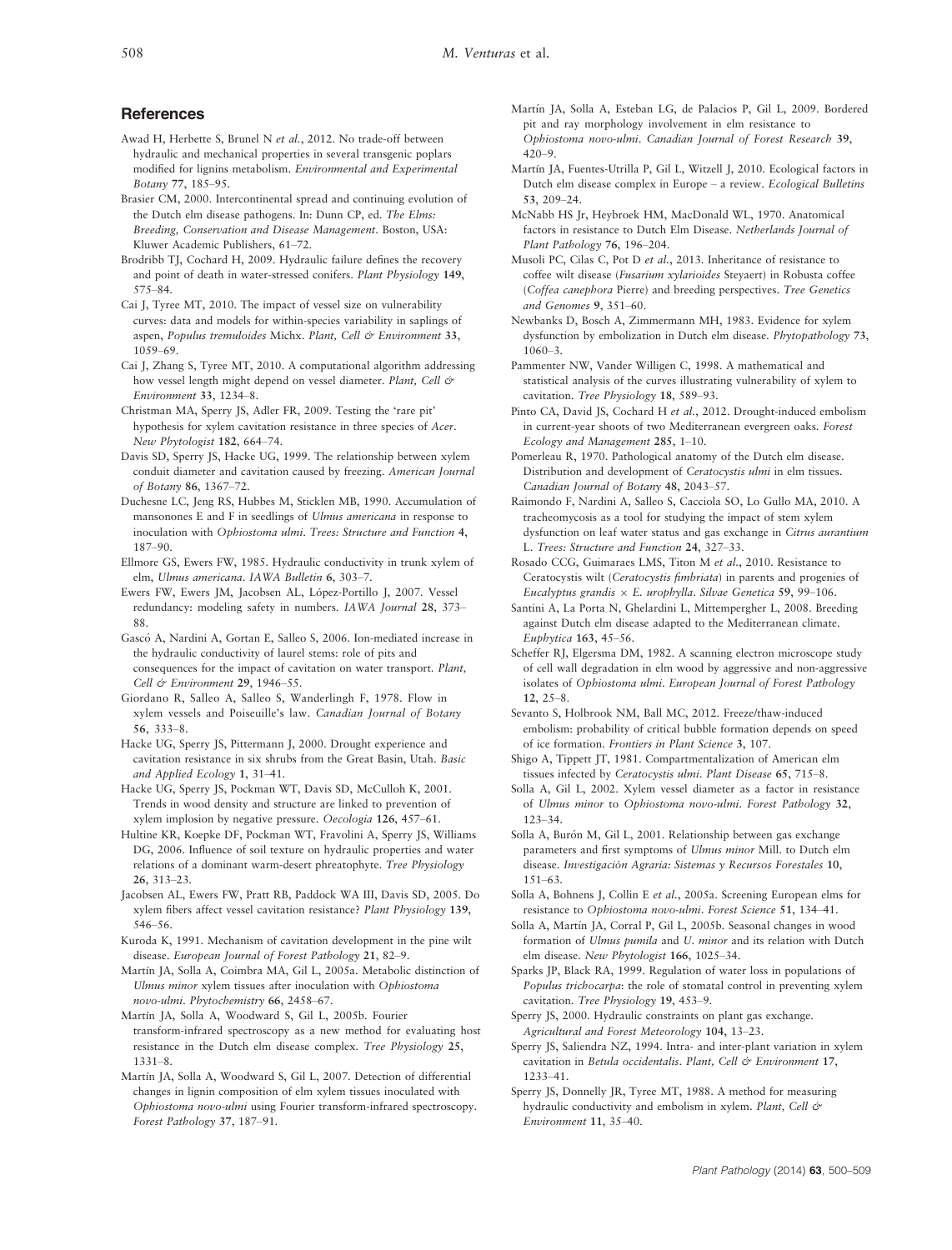## References

Awad H, Herbette S, Brunel N *et al.*, 2012. No trade-off between hydraulic and mechanical properties in several transgenic poplars modified for lignins metabolism. *Environmental and Experimental Botany* **77**, 185–95.

Brasier CM, 2000. Intercontinental spread and continuing evolution of the Dutch elm disease pathogens. In: Dunn CP, ed. *The Elms: Breeding, Conservation and Disease Management*. Boston, USA: Kluwer Academic Publishers, 61–72.

Brodribb TJ, Cochard H, 2009. Hydraulic failure defines the recovery and point of death in water-stressed conifers. *Plant Physiology* **149**, 575–84.

Cai J, Tyree MT, 2010. The impact of vessel size on vulnerability curves: data and models for within-species variability in saplings of aspen, *Populus tremuloides* Michx. *Plant, Cell & Environment* **33**, 1059–69.

Cai J, Zhang S, Tyree MT, 2010. A computational algorithm addressing how vessel length might depend on vessel diameter. *Plant, Cell & Environment* **33**, 1234–8.

Christman MA, Sperry JS, Adler FR, 2009. Testing the 'rare pit' hypothesis for xylem cavitation resistance in three species of *Acer*. *New Phytologist* **182**, 664–74.

Davis SD, Sperry JS, Hacke UG, 1999. The relationship between xylem conduit diameter and cavitation caused by freezing. *American Journal of Botany* **86**, 1367–72.

Duchesne LC, Jeng RS, Hubbes M, Sticklen MB, 1990. Accumulation of mansonones E and F in seedlings of *Ulmus americana* in response to inoculation with *Ophiostoma ulmi*. *Trees: Structure and Function* **4**, 187–90.

Ellmore GS, Ewers FW, 1985. Hydraulic conductivity in trunk xylem of elm, *Ulmus americana*. *IAWA Bulletin* **6**, 303–7.

Ewers FW, Ewers JM, Jacobsen AL, López-Portillo J, 2007. Vessel redundancy: modeling safety in numbers. *IAWA Journal* **28**, 373–88.

Gascó A, Nardini A, Gortan E, Salleo S, 2006. Ion-mediated increase in the hydraulic conductivity of laurel stems: role of pits and consequences for the impact of cavitation on water transport. *Plant, Cell & Environment* **29**, 1946–55.

Giordano R, Salleo A, Salleo S, Wanderlingh F, 1978. Flow in xylem vessels and Poiseuille's law. *Canadian Journal of Botany* **56**, 333–8.

Hacke UG, Sperry JS, Pittermann J, 2000. Drought experience and cavitation resistance in six shrubs from the Great Basin, Utah. *Basic and Applied Ecology* **1**, 31–41.

Hacke UG, Sperry JS, Pockman WT, Davis SD, McCulloh K, 2001. Trends in wood density and structure are linked to prevention of xylem implosion by negative pressure. *Oecologia* **126**, 457–61.

Hultine KR, Koepke DF, Pockman WT, Fravolini A, Sperry JS, Williams DG, 2006. Influence of soil texture on hydraulic properties and water relations of a dominant warm-desert phreatophyte. *Tree Physiology* **26**, 313–23.

Jacobsen AL, Ewers FW, Pratt RB, Paddock WA III, Davis SD, 2005. Do xylem fibers affect vessel cavitation resistance? *Plant Physiology* **139**, 546–56.

Kuroda K, 1991. Mechanism of cavitation development in the pine wilt disease. *European Journal of Forest Pathology* **21**, 82–9.

Martín JA, Solla A, Coimbra MA, Gil L, 2005a. Metabolic distinction of *Ulmus minor* xylem tissues after inoculation with *Ophiostoma novo-ulmi*. *Phytochemistry* **66**, 2458–67.

Martín JA, Solla A, Woodward S, Gil L, 2005b. Fourier transform-infrared spectroscopy as a new method for evaluating host resistance in the Dutch elm disease complex. *Tree Physiology* **25**, 1331–8.

Martín JA, Solla A, Woodward S, Gil L, 2007. Detection of differential changes in lignin composition of elm xylem tissues inoculated with *Ophiostoma novo-ulmi* using Fourier transform-infrared spectroscopy. *Forest Pathology* **37**, 187–91.

Martín JA, Solla A, Esteban LG, de Palacios P, Gil L, 2009. Bordered pit and ray morphology involvement in elm resistance to *Ophiostoma novo-ulmi*. *Canadian Journal of Forest Research* **39**, 420–9.

Martín JA, Fuentes-Utrilla P, Gil L, Witzell J, 2010. Ecological factors in Dutch elm disease complex in Europe – a review. *Ecological Bulletins* **53**, 209–24.

McNabb HS Jr, Heybroek HM, MacDonald WL, 1970. Anatomical factors in resistance to Dutch Elm Disease. *Netherlands Journal of Plant Pathology* **76**, 196–204.

Musoli PC, Cilas C, Pot D *et al.*, 2013. Inheritance of resistance to coffee wilt disease (*Fusarium xylarioides* Steyaert) in Robusta coffee (*Coffea canephora* Pierre) and breeding perspectives. *Tree Genetics and Genomes* **9**, 351–60.

Newbanks D, Bosch A, Zimmermann MH, 1983. Evidence for xylem dysfunction by embolization in Dutch elm disease. *Phytopathology* **73**, 1060–3.

Pammenter NW, Vander Willigen C, 1998. A mathematical and statistical analysis of the curves illustrating vulnerability of xylem to cavitation. *Tree Physiology* **18**, 589–93.

Pinto CA, David JS, Cochard H *et al.*, 2012. Drought-induced embolism in current-year shoots of two Mediterranean evergreen oaks. *Forest Ecology and Management* **285**, 1–10.

Pomerleau R, 1970. Pathological anatomy of the Dutch elm disease. Distribution and development of *Ceratocystis ulmi* in elm tissues. *Canadian Journal of Botany* **48**, 2043–57.

Raimondo F, Nardini A, Salleo S, Cacciola SO, Lo Gullo MA, 2010. A tracheomycosis as a tool for studying the impact of stem xylem dysfunction on leaf water status and gas exchange in *Citrus aurantium* L. *Trees: Structure and Function* **24**, 327–33.

Rosado CCG, Guimaraes LMS, Titon M *et al.*, 2010. Resistance to Ceratocystis wilt (*Ceratocystis fimbriata*) in parents and progenies of *Eucalyptus grandis* × *E. urophylla*. *Silvae Genetica* **59**, 99–106.

Santini A, La Porta N, Ghelardini L, Mittempergher L, 2008. Breeding against Dutch elm disease adapted to the Mediterranean climate. *Euphytica* **163**, 45–56.

Scheffer RJ, Elgersma DM, 1982. A scanning electron microscope study of cell wall degradation in elm wood by aggressive and non-aggressive isolates of *Ophiostoma ulmi*. *European Journal of Forest Pathology* **12**, 25–8.

Sevanto S, Holbrook NM, Ball MC, 2012. Freeze/thaw-induced embolism: probability of critical bubble formation depends on speed of ice formation. *Frontiers in Plant Science* **3**, 107.

Shigo A, Tippett JT, 1981. Compartmentalization of American elm tissues infected by *Ceratocystis ulmi*. *Plant Disease* **65**, 715–8.

Solla A, Gil L, 2002. Xylem vessel diameter as a factor in resistance of *Ulmus minor* to *Ophiostoma novo-ulmi*. *Forest Pathology* **32**, 123–34.

Solla A, Burón M, Gil L, 2001. Relationship between gas exchange parameters and first symptoms of *Ulmus minor* Mill. to Dutch elm disease. *Investigación Agraria: Sistemas y Recursos Forestales* **10**, 151–63.

Solla A, Bohnens J, Collin E *et al.*, 2005a. Screening European elms for resistance to *Ophiostoma novo-ulmi*. *Forest Science* **51**, 134–41.

Solla A, Martín JA, Corral P, Gil L, 2005b. Seasonal changes in wood formation of *Ulmus pumila* and *U. minor* and its relation with Dutch elm disease. *New Phytologist* **166**, 1025–34.

Sparks JP, Black RA, 1999. Regulation of water loss in populations of *Populus trichocarpa*: the role of stomatal control in preventing xylem cavitation. *Tree Physiology* **19**, 453–9.

Sperry JS, 2000. Hydraulic constraints on plant gas exchange. *Agricultural and Forest Meteorology* **104**, 13–23.

Sperry JS, Saliendra NZ, 1994. Intra- and inter-plant variation in xylem cavitation in *Betula occidentalis*. *Plant, Cell & Environment* **17**, 1233–41.

Sperry JS, Donnelly JR, Tyree MT, 1988. A method for measuring hydraulic conductivity and embolism in xylem. *Plant, Cell & Environment* **11**, 35–40.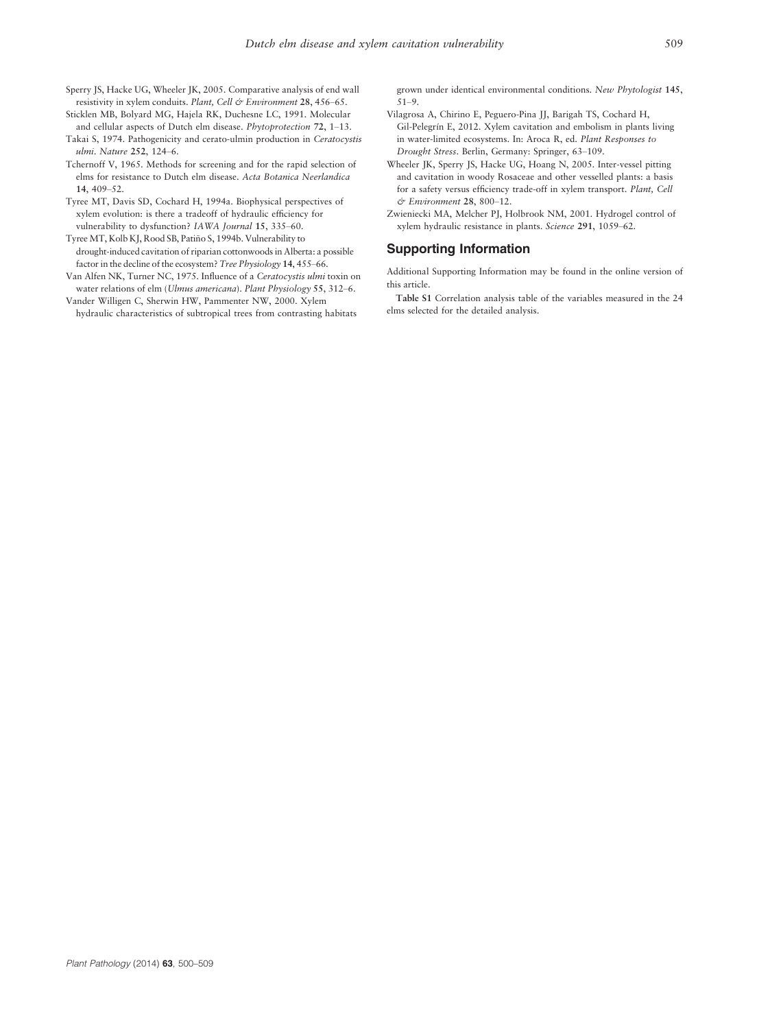Sperry JS, Hacke UG, Wheeler JK, 2005. Comparative analysis of end wall resistivity in xylem conduits. *Plant, Cell & Environment* **28**, 456–65.

Sticklen MB, Bolyard MG, Hajela RK, Duchesne LC, 1991. Molecular and cellular aspects of Dutch elm disease. *Phytoprotection* **72**, 1–13.

Takai S, 1974. Pathogenicity and cerato-ulmin production in *Ceratocystis ulmi*. *Nature* **252**, 124–6.

Tchernoff V, 1965. Methods for screening and for the rapid selection of elms for resistance to Dutch elm disease. *Acta Botanica Neerlandica* **14**, 409–52.

Tyree MT, Davis SD, Cochard H, 1994a. Biophysical perspectives of xylem evolution: is there a tradeoff of hydraulic efficiency for vulnerability to dysfunction? *IAWA Journal* **15**, 335–60.

Tyree MT, Kolb KJ, Rood SB, Patiño S, 1994b. Vulnerability to drought-induced cavitation of riparian cottonwoods in Alberta: a possible factor in the decline of the ecosystem? *Tree Physiology* **14**, 455–66.

Van Alfen NK, Turner NC, 1975. Influence of a *Ceratocystis ulmi* toxin on water relations of elm (*Ulmus americana*). *Plant Physiology* **55**, 312–6.

Vander Willigen C, Sherwin HW, Pammenter NW, 2000. Xylem hydraulic characteristics of subtropical trees from contrasting habitats grown under identical environmental conditions. *New Phytologist* **145**, 51–9.

Vilagrosa A, Chirino E, Peguero-Pina JJ, Barigah TS, Cochard H, Gil-Pelegrín E, 2012. Xylem cavitation and embolism in plants living in water-limited ecosystems. In: Aroca R, ed. *Plant Responses to Drought Stress*. Berlin, Germany: Springer, 63–109.

Wheeler JK, Sperry JS, Hacke UG, Hoang N, 2005. Inter-vessel pitting and cavitation in woody Rosaceae and other vesselled plants: a basis for a safety versus efficiency trade-off in xylem transport. *Plant, Cell & Environment* **28**, 800–12.

Zwieniecki MA, Melcher PJ, Holbrook NM, 2001. Hydrogel control of xylem hydraulic resistance in plants. *Science* **291**, 1059–62.

## Supporting Information

Additional Supporting Information may be found in the online version of this article.

**Table S1** Correlation analysis table of the variables measured in the 24 elms selected for the detailed analysis.